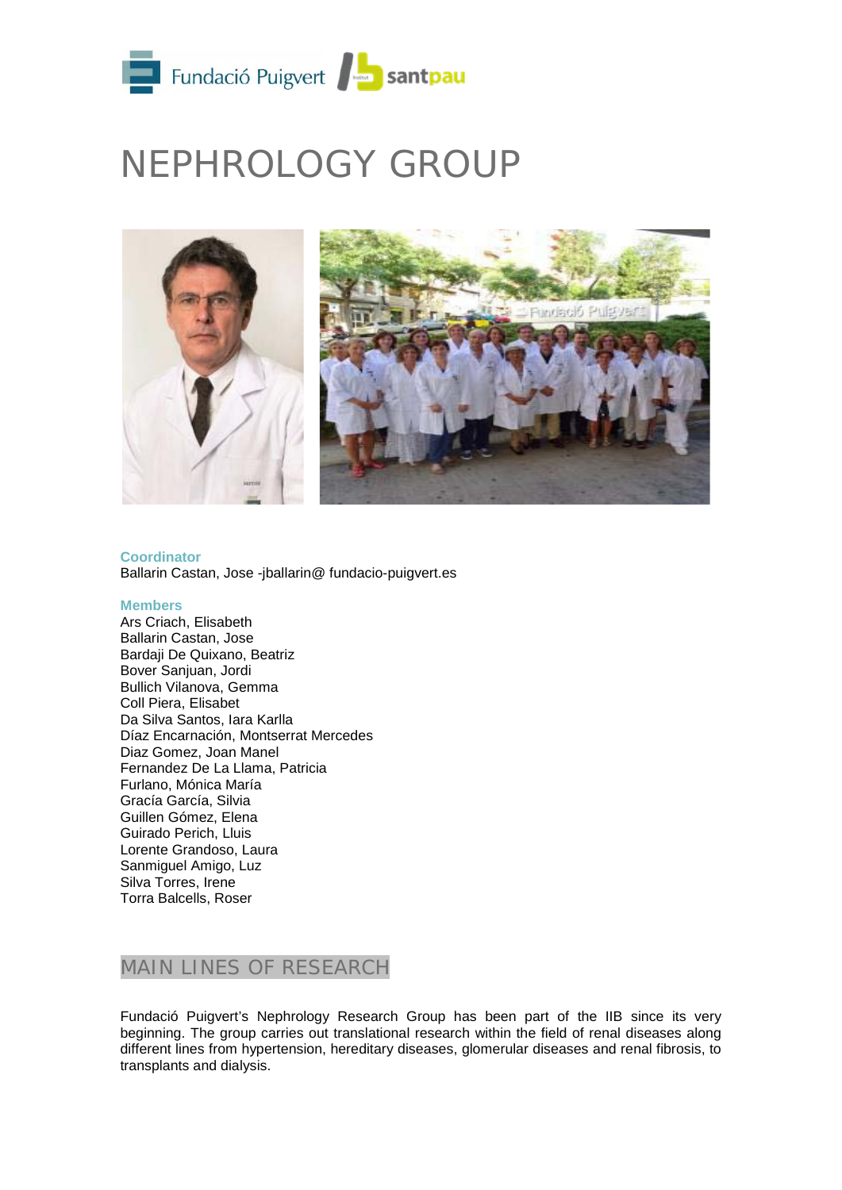# NEPHROLOGY GROUP

**Coordinator**

Ballarin Castan, Jose -jballarin@ fundacio-puigvert.es

**Members**

Ars Criach, Elisabeth
Ballarin Castan, Jose
Bardaji De Quixano, Beatriz
Bover Sanjuan, Jordi
Bullich Vilanova, Gemma
Coll Piera, Elisabet
Da Silva Santos, Iara Karlla
Díaz Encarnación, Montserrat Mercedes
Diaz Gomez, Joan Manel
Fernandez De La Llama, Patricia
Furlano, Mónica María
Gracía García, Silvia
Guillen Gómez, Elena
Guirado Perich, Lluis
Lorente Grandoso, Laura
Sanmiguel Amigo, Luz
Silva Torres, Irene
Torra Balcells, Roser

## MAIN LINES OF RESEARCH

Fundació Puigvert's Nephrology Research Group has been part of the IIB since its very beginning. The group carries out translational research within the field of renal diseases along different lines from hypertension, hereditary diseases, glomerular diseases and renal fibrosis, to transplants and dialysis.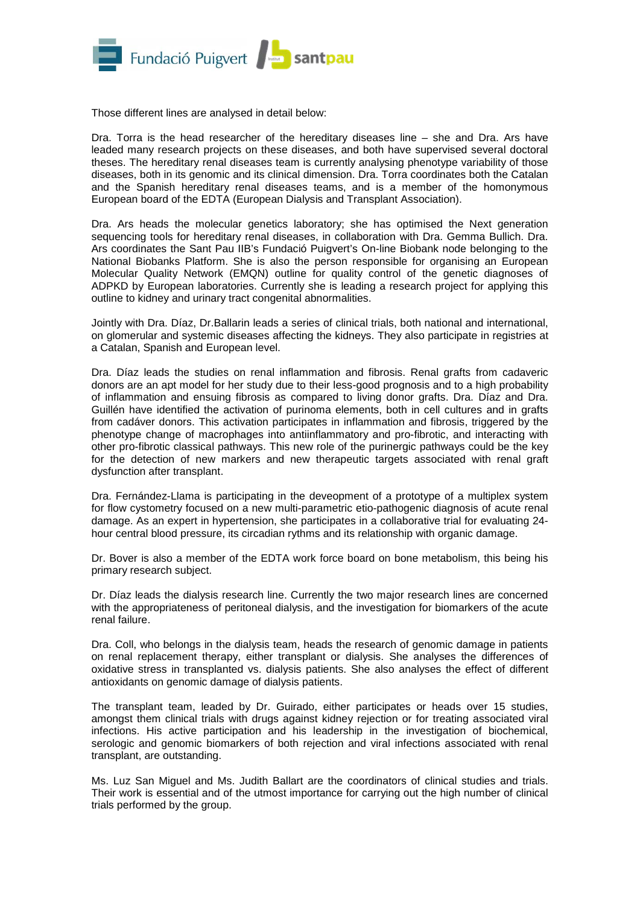Those different lines are analysed in detail below:

Dra. Torra is the head researcher of the hereditary diseases line – she and Dra. Ars have leaded many research projects on these diseases, and both have supervised several doctoral theses. The hereditary renal diseases team is currently analysing phenotype variability of those diseases, both in its genomic and its clinical dimension. Dra. Torra coordinates both the Catalan and the Spanish hereditary renal diseases teams, and is a member of the homonymous European board of the EDTA (European Dialysis and Transplant Association).

Dra. Ars heads the molecular genetics laboratory; she has optimised the Next generation sequencing tools for hereditary renal diseases, in collaboration with Dra. Gemma Bullich. Dra. Ars coordinates the Sant Pau IIB's Fundació Puigvert's On-line Biobank node belonging to the National Biobanks Platform. She is also the person responsible for organising an European Molecular Quality Network (EMQN) outline for quality control of the genetic diagnoses of ADPKD by European laboratories. Currently she is leading a research project for applying this outline to kidney and urinary tract congenital abnormalities.

Jointly with Dra. Díaz, Dr.Ballarin leads a series of clinical trials, both national and international, on glomerular and systemic diseases affecting the kidneys. They also participate in registries at a Catalan, Spanish and European level.

Dra. Díaz leads the studies on renal inflammation and fibrosis. Renal grafts from cadaveric donors are an apt model for her study due to their less-good prognosis and to a high probability of inflammation and ensuing fibrosis as compared to living donor grafts. Dra. Díaz and Dra. Guillén have identified the activation of purinoma elements, both in cell cultures and in grafts from cadáver donors. This activation participates in inflammation and fibrosis, triggered by the phenotype change of macrophages into antiinflammatory and pro-fibrotic, and interacting with other pro-fibrotic classical pathways. This new role of the purinergic pathways could be the key for the detection of new markers and new therapeutic targets associated with renal graft dysfunction after transplant.

Dra. Fernández-Llama is participating in the deveopment of a prototype of a multiplex system for flow cystometry focused on a new multi-parametric etio-pathogenic diagnosis of acute renal damage. As an expert in hypertension, she participates in a collaborative trial for evaluating 24-hour central blood pressure, its circadian rythms and its relationship with organic damage.

Dr. Bover is also a member of the EDTA work force board on bone metabolism, this being his primary research subject.

Dr. Díaz leads the dialysis research line. Currently the two major research lines are concerned with the appropriateness of peritoneal dialysis, and the investigation for biomarkers of the acute renal failure.

Dra. Coll, who belongs in the dialysis team, heads the research of genomic damage in patients on renal replacement therapy, either transplant or dialysis. She analyses the differences of oxidative stress in transplanted vs. dialysis patients. She also analyses the effect of different antioxidants on genomic damage of dialysis patients.

The transplant team, leaded by Dr. Guirado, either participates or heads over 15 studies, amongst them clinical trials with drugs against kidney rejection or for treating associated viral infections. His active participation and his leadership in the investigation of biochemical, serologic and genomic biomarkers of both rejection and viral infections associated with renal transplant, are outstanding.

Ms. Luz San Miguel and Ms. Judith Ballart are the coordinators of clinical studies and trials. Their work is essential and of the utmost importance for carrying out the high number of clinical trials performed by the group.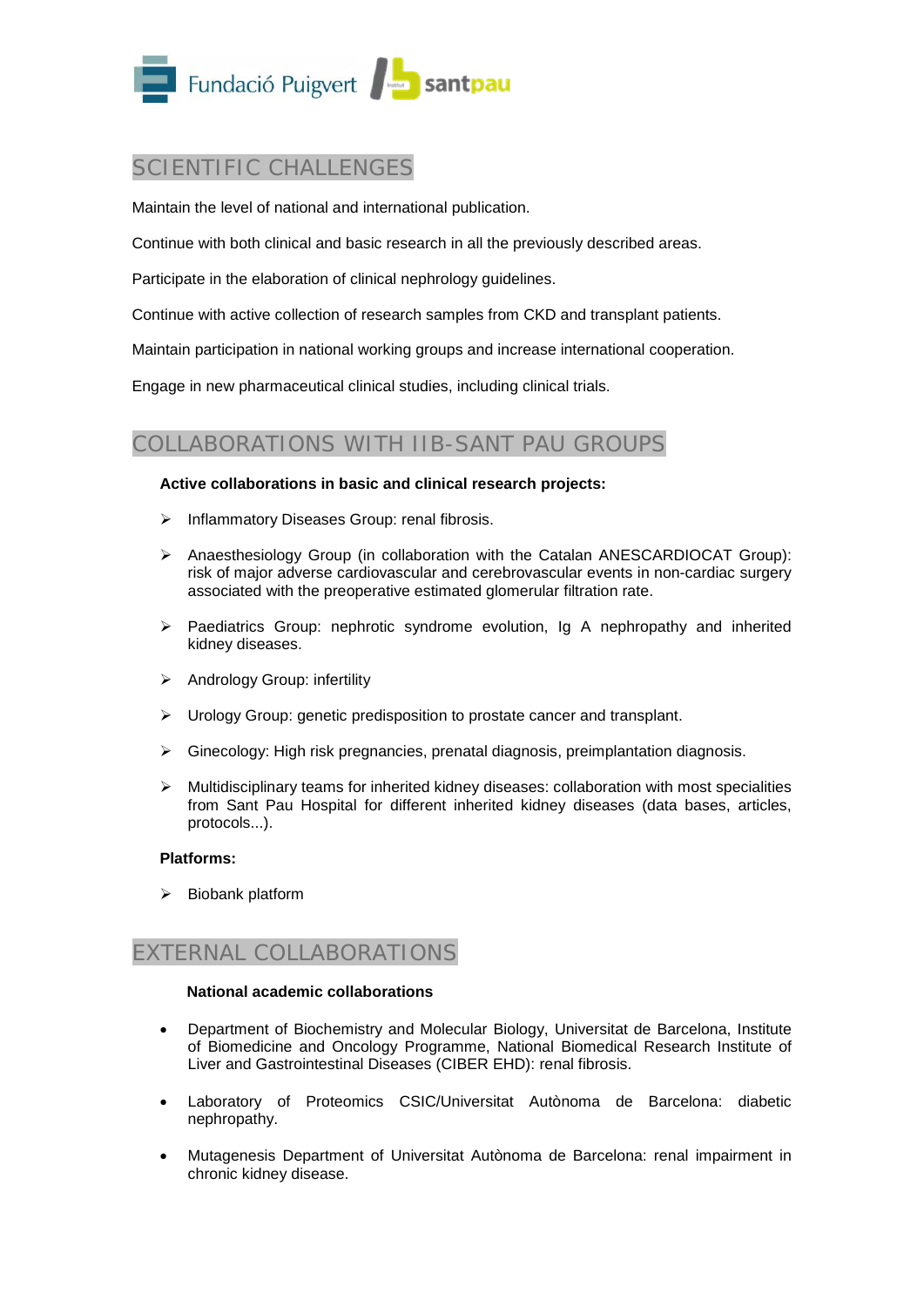## SCIENTIFIC CHALLENGES

Maintain the level of national and international publication.

Continue with both clinical and basic research in all the previously described areas.

Participate in the elaboration of clinical nephrology guidelines.

Continue with active collection of research samples from CKD and transplant patients.

Maintain participation in national working groups and increase international cooperation.

Engage in new pharmaceutical clinical studies, including clinical trials.

## COLLABORATIONS WITH IIB-SANT PAU GROUPS

**Active collaborations in basic and clinical research projects:**

- Inflammatory Diseases Group: renal fibrosis.
- Anaesthesiology Group (in collaboration with the Catalan ANESCARDIOCAT Group): risk of major adverse cardiovascular and cerebrovascular events in non-cardiac surgery associated with the preoperative estimated glomerular filtration rate.
- Paediatrics Group: nephrotic syndrome evolution, Ig A nephropathy and inherited kidney diseases.
- Andrology Group: infertility
- Urology Group: genetic predisposition to prostate cancer and transplant.
- Ginecology: High risk pregnancies, prenatal diagnosis, preimplantation diagnosis.
- Multidisciplinary teams for inherited kidney diseases: collaboration with most specialities from Sant Pau Hospital for different inherited kidney diseases (data bases, articles, protocols...).

**Platforms:**

- Biobank platform

## EXTERNAL COLLABORATIONS

**National academic collaborations**

- Department of Biochemistry and Molecular Biology, Universitat de Barcelona, Institute of Biomedicine and Oncology Programme, National Biomedical Research Institute of Liver and Gastrointestinal Diseases (CIBER EHD): renal fibrosis.
- Laboratory of Proteomics CSIC/Universitat Autònoma de Barcelona: diabetic nephropathy.
- Mutagenesis Department of Universitat Autònoma de Barcelona: renal impairment in chronic kidney disease.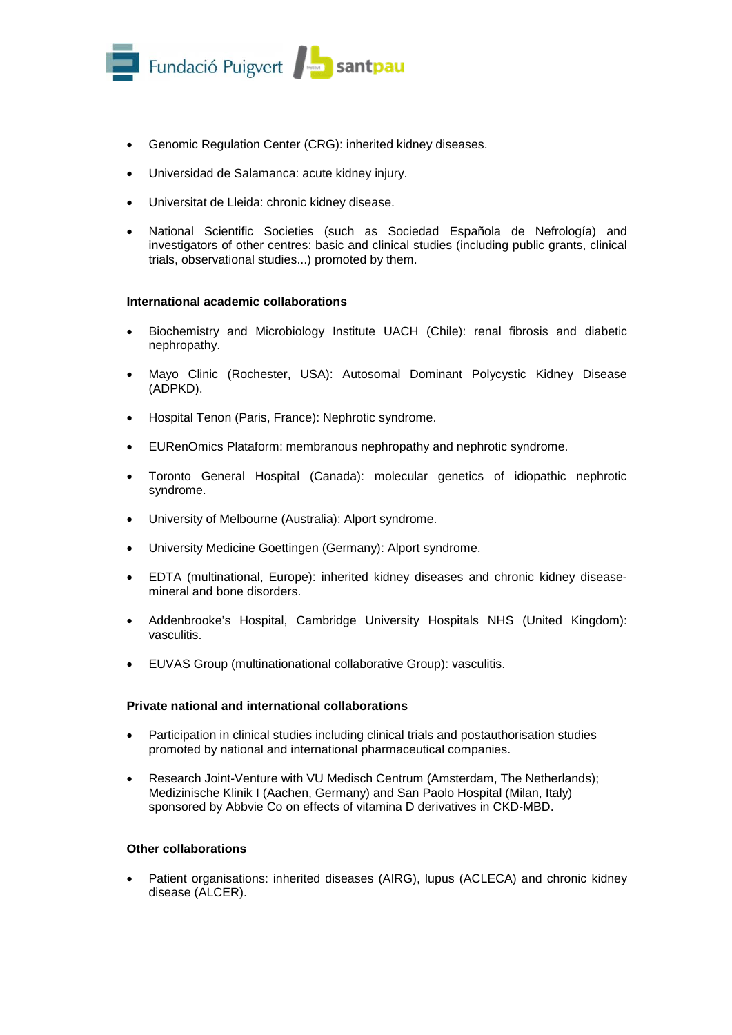- Genomic Regulation Center (CRG): inherited kidney diseases.
- Universidad de Salamanca: acute kidney injury.
- Universitat de Lleida: chronic kidney disease.
- National Scientific Societies (such as Sociedad Española de Nefrología) and investigators of other centres: basic and clinical studies (including public grants, clinical trials, observational studies...) promoted by them.

**International academic collaborations**

- Biochemistry and Microbiology Institute UACH (Chile): renal fibrosis and diabetic nephropathy.
- Mayo Clinic (Rochester, USA): Autosomal Dominant Polycystic Kidney Disease (ADPKD).
- Hospital Tenon (Paris, France): Nephrotic syndrome.
- EURenOmics Plataform: membranous nephropathy and nephrotic syndrome.
- Toronto General Hospital (Canada): molecular genetics of idiopathic nephrotic syndrome.
- University of Melbourne (Australia): Alport syndrome.
- University Medicine Goettingen (Germany): Alport syndrome.
- EDTA (multinational, Europe): inherited kidney diseases and chronic kidney disease-mineral and bone disorders.
- Addenbrooke's Hospital, Cambridge University Hospitals NHS (United Kingdom): vasculitis.
- EUVAS Group (multinationational collaborative Group): vasculitis.

**Private national and international collaborations**

- Participation in clinical studies including clinical trials and postauthorisation studies promoted by national and international pharmaceutical companies.
- Research Joint-Venture with VU Medisch Centrum (Amsterdam, The Netherlands); Medizinische Klinik I (Aachen, Germany) and San Paolo Hospital (Milan, Italy) sponsored by Abbvie Co on effects of vitamina D derivatives in CKD-MBD.

**Other collaborations**

- Patient organisations: inherited diseases (AIRG), lupus (ACLECA) and chronic kidney disease (ALCER).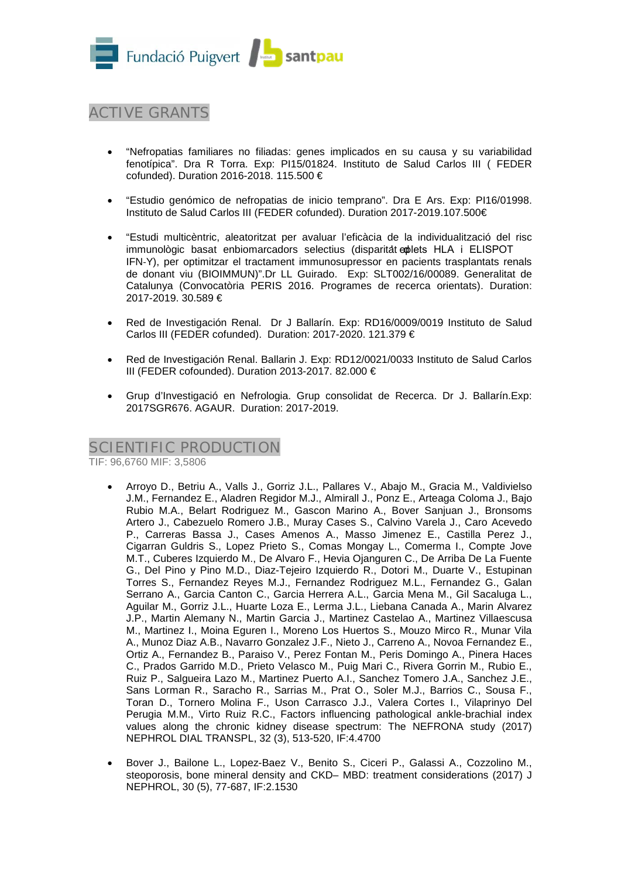## ACTIVE GRANTS

- "Nefropatias familiares no filiadas: genes implicados en su causa y su variabilidad fenotípica". Dra R Torra. Exp: PI15/01824. Instituto de Salud Carlos III ( FEDER cofunded). Duration 2016-2018. 115.500 €

- "Estudio genómico de nefropatias de inicio temprano". Dra E Ars. Exp: PI16/01998. Instituto de Salud Carlos III (FEDER cofunded). Duration 2017-2019.107.500€

- "Estudi multicèntric, aleatoritzat per avaluar l'eficàcia de la individualització del risc immunològic basat enbiomarcadors selectius (disparitat eplets HLA i ELISPOT IFN-Y), per optimitzar el tractament immunosupressor en pacients trasplantats renals de donant viu (BIOIMMUN)".Dr LL Guirado. Exp: SLT002/16/00089. Generalitat de Catalunya (Convocatòria PERIS 2016. Programes de recerca orientats). Duration: 2017-2019. 30.589 €

- Red de Investigación Renal. Dr J Ballarín. Exp: RD16/0009/0019 Instituto de Salud Carlos III (FEDER cofunded). Duration: 2017-2020. 121.379 €

- Red de Investigación Renal. Ballarin J. Exp: RD12/0021/0033 Instituto de Salud Carlos III (FEDER cofounded). Duration 2013-2017. 82.000 €

- Grup d'Investigació en Nefrologia. Grup consolidat de Recerca. Dr J. Ballarín.Exp: 2017SGR676. AGAUR. Duration: 2017-2019.

## SCIENTIFIC PRODUCTION

TIF: 96,6760 MIF: 3,5806

- Arroyo D., Betriu A., Valls J., Gorriz J.L., Pallares V., Abajo M., Gracia M., Valdivielso J.M., Fernandez E., Aladren Regidor M.J., Almirall J., Ponz E., Arteaga Coloma J., Bajo Rubio M.A., Belart Rodriguez M., Gascon Marino A., Bover Sanjuan J., Bronsoms Artero J., Cabezuelo Romero J.B., Muray Cases S., Calvino Varela J., Caro Acevedo P., Carreras Bassa J., Cases Amenos A., Masso Jimenez E., Castilla Perez J., Cigarran Guldris S., Lopez Prieto S., Comas Mongay L., Comerma I., Compte Jove M.T., Cuberes Izquierdo M., De Alvaro F., Hevia Ojanguren C., De Arriba De La Fuente G., Del Pino y Pino M.D., Diaz-Tejeiro Izquierdo R., Dotori M., Duarte V., Estupinan Torres S., Fernandez Reyes M.J., Fernandez Rodriguez M.L., Fernandez G., Galan Serrano A., Garcia Canton C., Garcia Herrera A.L., Garcia Mena M., Gil Sacaluga L., Aguilar M., Gorriz J.L., Huarte Loza E., Lerma J.L., Liebana Canada A., Marin Alvarez J.P., Martin Alemany N., Martin Garcia J., Martinez Castelao A., Martinez Villaescusa M., Martinez I., Moina Eguren I., Moreno Los Huertos S., Mouzo Mirco R., Munar Vila A., Munoz Diaz A.B., Navarro Gonzalez J.F., Nieto J., Carreno A., Novoa Fernandez E., Ortiz A., Fernandez B., Paraiso V., Perez Fontan M., Peris Domingo A., Pinera Haces C., Prados Garrido M.D., Prieto Velasco M., Puig Mari C., Rivera Gorrin M., Rubio E., Ruiz P., Salgueira Lazo M., Martinez Puerto A.I., Sanchez Tomero J.A., Sanchez J.E., Sans Lorman R., Saracho R., Sarrias M., Prat O., Soler M.J., Barrios C., Sousa F., Toran D., Tornero Molina F., Uson Carrasco J.J., Valera Cortes I., Vilaprinyo Del Perugia M.M., Virto Ruiz R.C., Factors influencing pathological ankle-brachial index values along the chronic kidney disease spectrum: The NEFRONA study (2017) NEPHROL DIAL TRANSPL, 32 (3), 513-520, IF:4.4700

- Bover J., Bailone L., Lopez-Baez V., Benito S., Ciceri P., Galassi A., Cozzolino M., steoporosis, bone mineral density and CKD– MBD: treatment considerations (2017) J NEPHROL, 30 (5), 77-687, IF:2.1530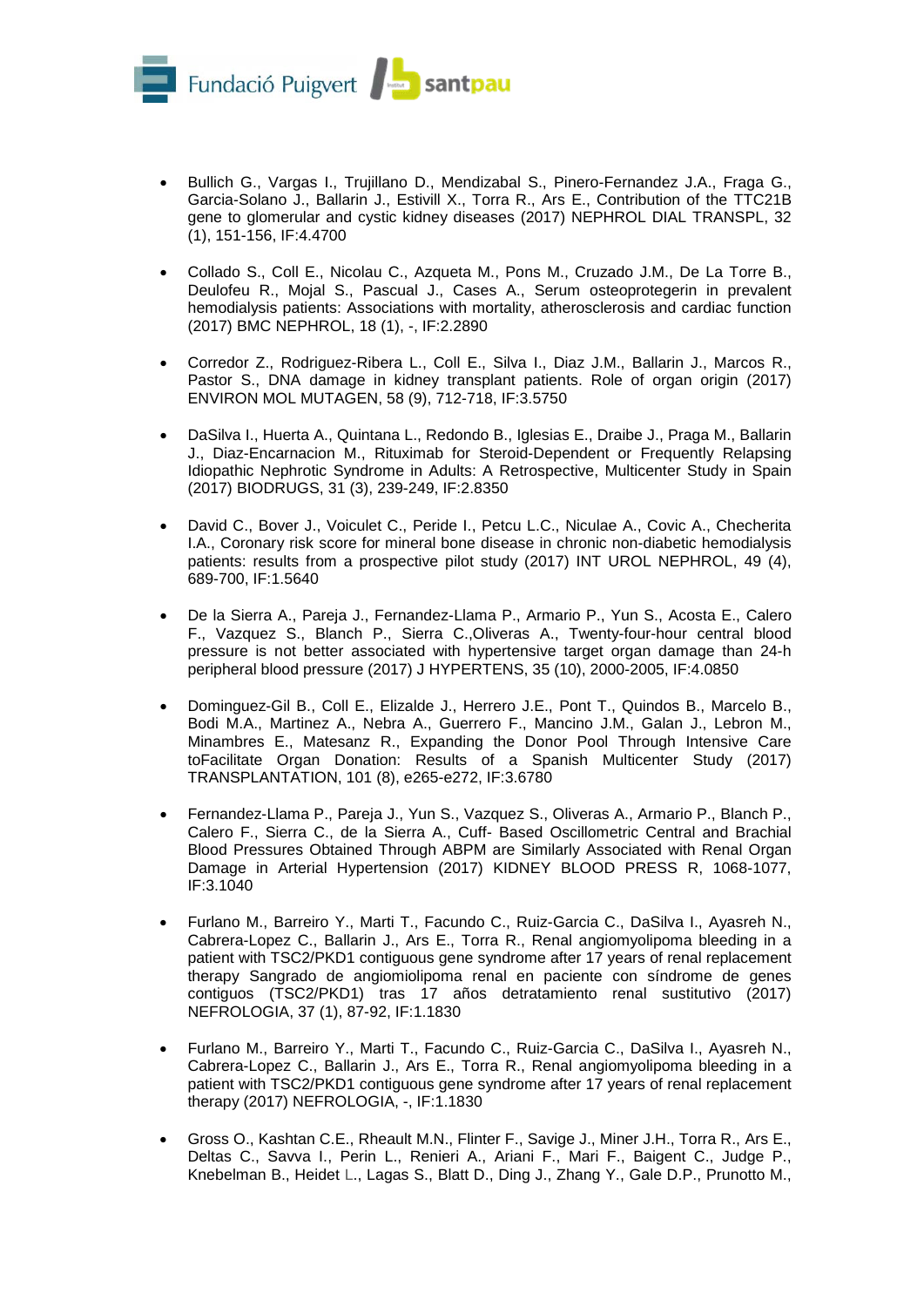- Bullich G., Vargas I., Trujillano D., Mendizabal S., Pinero-Fernandez J.A., Fraga G., Garcia-Solano J., Ballarin J., Estivill X., Torra R., Ars E., Contribution of the TTC21B gene to glomerular and cystic kidney diseases (2017) NEPHROL DIAL TRANSPL, 32 (1), 151-156, IF:4.4700

- Collado S., Coll E., Nicolau C., Azqueta M., Pons M., Cruzado J.M., De La Torre B., Deulofeu R., Mojal S., Pascual J., Cases A., Serum osteoprotegerin in prevalent hemodialysis patients: Associations with mortality, atherosclerosis and cardiac function (2017) BMC NEPHROL, 18 (1), -, IF:2.2890

- Corredor Z., Rodriguez-Ribera L., Coll E., Silva I., Diaz J.M., Ballarin J., Marcos R., Pastor S., DNA damage in kidney transplant patients. Role of organ origin (2017) ENVIRON MOL MUTAGEN, 58 (9), 712-718, IF:3.5750

- DaSilva I., Huerta A., Quintana L., Redondo B., Iglesias E., Draibe J., Praga M., Ballarin J., Diaz-Encarnacion M., Rituximab for Steroid-Dependent or Frequently Relapsing Idiopathic Nephrotic Syndrome in Adults: A Retrospective, Multicenter Study in Spain (2017) BIODRUGS, 31 (3), 239-249, IF:2.8350

- David C., Bover J., Voiculet C., Peride I., Petcu L.C., Niculae A., Covic A., Checherita I.A., Coronary risk score for mineral bone disease in chronic non-diabetic hemodialysis patients: results from a prospective pilot study (2017) INT UROL NEPHROL, 49 (4), 689-700, IF:1.5640

- De la Sierra A., Pareja J., Fernandez-Llama P., Armario P., Yun S., Acosta E., Calero F., Vazquez S., Blanch P., Sierra C.,Oliveras A., Twenty-four-hour central blood pressure is not better associated with hypertensive target organ damage than 24-h peripheral blood pressure (2017) J HYPERTENS, 35 (10), 2000-2005, IF:4.0850

- Dominguez-Gil B., Coll E., Elizalde J., Herrero J.E., Pont T., Quindos B., Marcelo B., Bodi M.A., Martinez A., Nebra A., Guerrero F., Mancino J.M., Galan J., Lebron M., Minambres E., Matesanz R., Expanding the Donor Pool Through Intensive Care toFacilitate Organ Donation: Results of a Spanish Multicenter Study (2017) TRANSPLANTATION, 101 (8), e265-e272, IF:3.6780

- Fernandez-Llama P., Pareja J., Yun S., Vazquez S., Oliveras A., Armario P., Blanch P., Calero F., Sierra C., de la Sierra A., Cuff- Based Oscillometric Central and Brachial Blood Pressures Obtained Through ABPM are Similarly Associated with Renal Organ Damage in Arterial Hypertension (2017) KIDNEY BLOOD PRESS R, 1068-1077, IF:3.1040

- Furlano M., Barreiro Y., Marti T., Facundo C., Ruiz-Garcia C., DaSilva I., Ayasreh N., Cabrera-Lopez C., Ballarin J., Ars E., Torra R., Renal angiomyolipoma bleeding in a patient with TSC2/PKD1 contiguous gene syndrome after 17 years of renal replacement therapy Sangrado de angiomiolipoma renal en paciente con síndrome de genes contiguos (TSC2/PKD1) tras 17 años detratamiento renal sustitutivo (2017) NEFROLOGIA, 37 (1), 87-92, IF:1.1830

- Furlano M., Barreiro Y., Marti T., Facundo C., Ruiz-Garcia C., DaSilva I., Ayasreh N., Cabrera-Lopez C., Ballarin J., Ars E., Torra R., Renal angiomyolipoma bleeding in a patient with TSC2/PKD1 contiguous gene syndrome after 17 years of renal replacement therapy (2017) NEFROLOGIA, -, IF:1.1830

- Gross O., Kashtan C.E., Rheault M.N., Flinter F., Savige J., Miner J.H., Torra R., Ars E., Deltas C., Savva I., Perin L., Renieri A., Ariani F., Mari F., Baigent C., Judge P., Knebelman B., Heidet L., Lagas S., Blatt D., Ding J., Zhang Y., Gale D.P., Prunotto M.,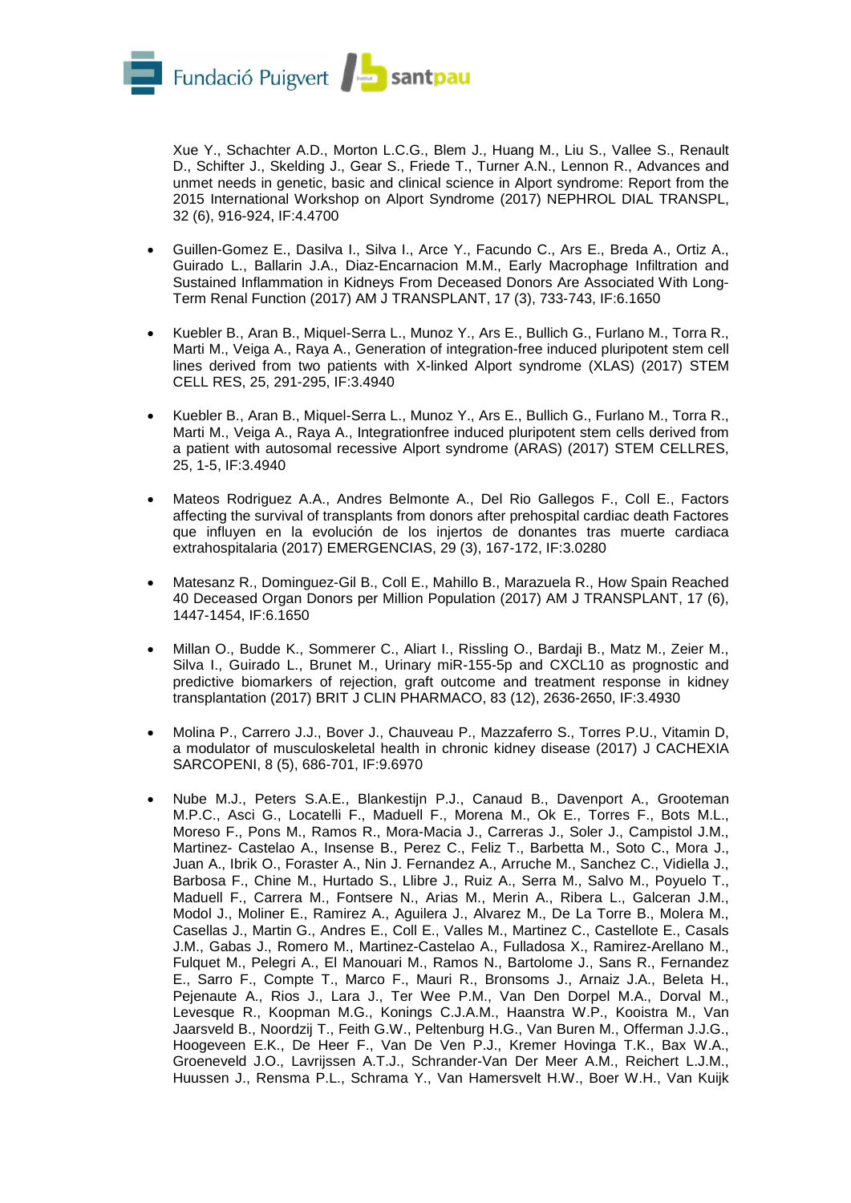Xue Y., Schachter A.D., Morton L.C.G., Blem J., Huang M., Liu S., Vallee S., Renault D., Schifter J., Skelding J., Gear S., Friede T., Turner A.N., Lennon R., Advances and unmet needs in genetic, basic and clinical science in Alport syndrome: Report from the 2015 International Workshop on Alport Syndrome (2017) NEPHROL DIAL TRANSPL, 32 (6), 916-924, IF:4.4700

- Guillen-Gomez E., Dasilva I., Silva I., Arce Y., Facundo C., Ars E., Breda A., Ortiz A., Guirado L., Ballarin J.A., Diaz-Encarnacion M.M., Early Macrophage Infiltration and Sustained Inflammation in Kidneys From Deceased Donors Are Associated With Long-Term Renal Function (2017) AM J TRANSPLANT, 17 (3), 733-743, IF:6.1650

- Kuebler B., Aran B., Miquel-Serra L., Munoz Y., Ars E., Bullich G., Furlano M., Torra R., Marti M., Veiga A., Raya A., Generation of integration-free induced pluripotent stem cell lines derived from two patients with X-linked Alport syndrome (XLAS) (2017) STEM CELL RES, 25, 291-295, IF:3.4940

- Kuebler B., Aran B., Miquel-Serra L., Munoz Y., Ars E., Bullich G., Furlano M., Torra R., Marti M., Veiga A., Raya A., Integrationfree induced pluripotent stem cells derived from a patient with autosomal recessive Alport syndrome (ARAS) (2017) STEM CELLRES, 25, 1-5, IF:3.4940

- Mateos Rodriguez A.A., Andres Belmonte A., Del Rio Gallegos F., Coll E., Factors affecting the survival of transplants from donors after prehospital cardiac death Factores que influyen en la evolución de los injertos de donantes tras muerte cardiaca extrahospitalaria (2017) EMERGENCIAS, 29 (3), 167-172, IF:3.0280

- Matesanz R., Dominguez-Gil B., Coll E., Mahillo B., Marazuela R., How Spain Reached 40 Deceased Organ Donors per Million Population (2017) AM J TRANSPLANT, 17 (6), 1447-1454, IF:6.1650

- Millan O., Budde K., Sommerer C., Aliart I., Rissling O., Bardaji B., Matz M., Zeier M., Silva I., Guirado L., Brunet M., Urinary miR-155-5p and CXCL10 as prognostic and predictive biomarkers of rejection, graft outcome and treatment response in kidney transplantation (2017) BRIT J CLIN PHARMACO, 83 (12), 2636-2650, IF:3.4930

- Molina P., Carrero J.J., Bover J., Chauveau P., Mazzaferro S., Torres P.U., Vitamin D, a modulator of musculoskeletal health in chronic kidney disease (2017) J CACHEXIA SARCOPENI, 8 (5), 686-701, IF:9.6970

- Nube M.J., Peters S.A.E., Blankestijn P.J., Canaud B., Davenport A., Grooteman M.P.C., Asci G., Locatelli F., Maduell F., Morena M., Ok E., Torres F., Bots M.L., Moreso F., Pons M., Ramos R., Mora-Macia J., Carreras J., Soler J., Campistol J.M., Martinez- Castelao A., Insense B., Perez C., Feliz T., Barbetta M., Soto C., Mora J., Juan A., Ibrik O., Foraster A., Nin J. Fernandez A., Arruche M., Sanchez C., Vidiella J., Barbosa F., Chine M., Hurtado S., Llibre J., Ruiz A., Serra M., Salvo M., Poyuelo T., Maduell F., Carrera M., Fontsere N., Arias M., Merin A., Ribera L., Galceran J.M., Modol J., Moliner E., Ramirez A., Aguilera J., Alvarez M., De La Torre B., Molera M., Casellas J., Martin G., Andres E., Coll E., Valles M., Martinez C., Castellote E., Casals J.M., Gabas J., Romero M., Martinez-Castelao A., Fulladosa X., Ramirez-Arellano M., Fulquet M., Pelegri A., El Manouari M., Ramos N., Bartolome J., Sans R., Fernandez E., Sarro F., Compte T., Marco F., Mauri R., Bronsoms J., Arnaiz J.A., Beleta H., Pejenaute A., Rios J., Lara J., Ter Wee P.M., Van Den Dorpel M.A., Dorval M., Levesque R., Koopman M.G., Konings C.J.A.M., Haanstra W.P., Kooistra M., Van Jaarsveld B., Noordzij T., Feith G.W., Peltenburg H.G., Van Buren M., Offerman J.J.G., Hoogeveen E.K., De Heer F., Van De Ven P.J., Kremer Hovinga T.K., Bax W.A., Groeneveld J.O., Lavrijssen A.T.J., Schrander-Van Der Meer A.M., Reichert L.J.M., Huussen J., Rensma P.L., Schrama Y., Van Hamersvelt H.W., Boer W.H., Van Kuijk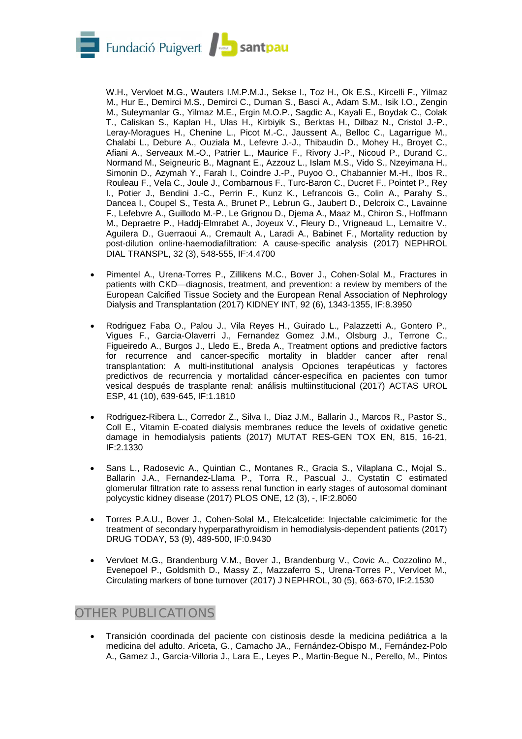W.H., Vervloet M.G., Wauters I.M.P.M.J., Sekse I., Toz H., Ok E.S., Kircelli F., Yilmaz M., Hur E., Demirci M.S., Demirci C., Duman S., Basci A., Adam S.M., Isik I.O., Zengin M., Suleymanlar G., Yilmaz M.E., Ergin M.O.P., Sagdic A., Kayali E., Boydak C., Colak T., Caliskan S., Kaplan H., Ulas H., Kirbiyik S., Berktas H., Dilbaz N., Cristol J.-P., Leray-Moragues H., Chenine L., Picot M.-C., Jaussent A., Belloc C., Lagarrigue M., Chalabi L., Debure A., Ouziala M., Lefevre J.-J., Thibaudin D., Mohey H., Broyet C., Afiani A., Serveaux M.-O., Patrier L., Maurice F., Rivory J.-P., Nicoud P., Durand C., Normand M., Seigneuric B., Magnant E., Azzouz L., Islam M.S., Vido S., Nzeyimana H., Simonin D., Azymah Y., Farah I., Coindre J.-P., Puyoo O., Chabannier M.-H., Ibos R., Rouleau F., Vela C., Joule J., Combarnous F., Turc-Baron C., Ducret F., Pointet P., Rey I., Potier J., Bendini J.-C., Perrin F., Kunz K., Lefrancois G., Colin A., Parahy S., Dancea I., Coupel S., Testa A., Brunet P., Lebrun G., Jaubert D., Delcroix C., Lavainne F., Lefebvre A., Guillodo M.-P., Le Grignou D., Djema A., Maaz M., Chiron S., Hoffmann M., Depraetre P., Haddj-Elmrabet A., Joyeux V., Fleury D., Vrigneaud L., Lemaitre V., Aguilera D., Guerraoui A., Cremault A., Laradi A., Babinet F., Mortality reduction by post-dilution online-haemodiafiltration: A cause-specific analysis (2017) NEPHROL DIAL TRANSPL, 32 (3), 548-555, IF:4.4700

- Pimentel A., Urena-Torres P., Zillikens M.C., Bover J., Cohen-Solal M., Fractures in patients with CKD—diagnosis, treatment, and prevention: a review by members of the European Calcified Tissue Society and the European Renal Association of Nephrology Dialysis and Transplantation (2017) KIDNEY INT, 92 (6), 1343-1355, IF:8.3950

- Rodriguez Faba O., Palou J., Vila Reyes H., Guirado L., Palazzetti A., Gontero P., Vigues F., Garcia-Olaverri J., Fernandez Gomez J.M., Olsburg J., Terrone C., Figueiredo A., Burgos J., Lledo E., Breda A., Treatment options and predictive factors for recurrence and cancer-specific mortality in bladder cancer after renal transplantation: A multi-institutional analysis Opciones terapéuticas y factores predictivos de recurrencia y mortalidad cáncer-específica en pacientes con tumor vesical después de trasplante renal: análisis multiinstitucional (2017) ACTAS UROL ESP, 41 (10), 639-645, IF:1.1810

- Rodriguez-Ribera L., Corredor Z., Silva I., Diaz J.M., Ballarin J., Marcos R., Pastor S., Coll E., Vitamin E-coated dialysis membranes reduce the levels of oxidative genetic damage in hemodialysis patients (2017) MUTAT RES-GEN TOX EN, 815, 16-21, IF:2.1330

- Sans L., Radosevic A., Quintian C., Montanes R., Gracia S., Vilaplana C., Mojal S., Ballarin J.A., Fernandez-Llama P., Torra R., Pascual J., Cystatin C estimated glomerular filtration rate to assess renal function in early stages of autosomal dominant polycystic kidney disease (2017) PLOS ONE, 12 (3), -, IF:2.8060

- Torres P.A.U., Bover J., Cohen-Solal M., Etelcalcetide: Injectable calcimimetic for the treatment of secondary hyperparathyroidism in hemodialysis-dependent patients (2017) DRUG TODAY, 53 (9), 489-500, IF:0.9430

- Vervloet M.G., Brandenburg V.M., Bover J., Brandenburg V., Covic A., Cozzolino M., Evenepoel P., Goldsmith D., Massy Z., Mazzaferro S., Urena-Torres P., Vervloet M., Circulating markers of bone turnover (2017) J NEPHROL, 30 (5), 663-670, IF:2.1530

## OTHER PUBLICATIONS

- Transición coordinada del paciente con cistinosis desde la medicina pediátrica a la medicina del adulto. Ariceta, G., Camacho JA., Fernández-Obispo M., Fernández-Polo A., Gamez J., García-Villoria J., Lara E., Leyes P., Martin-Begue N., Perello, M., Pintos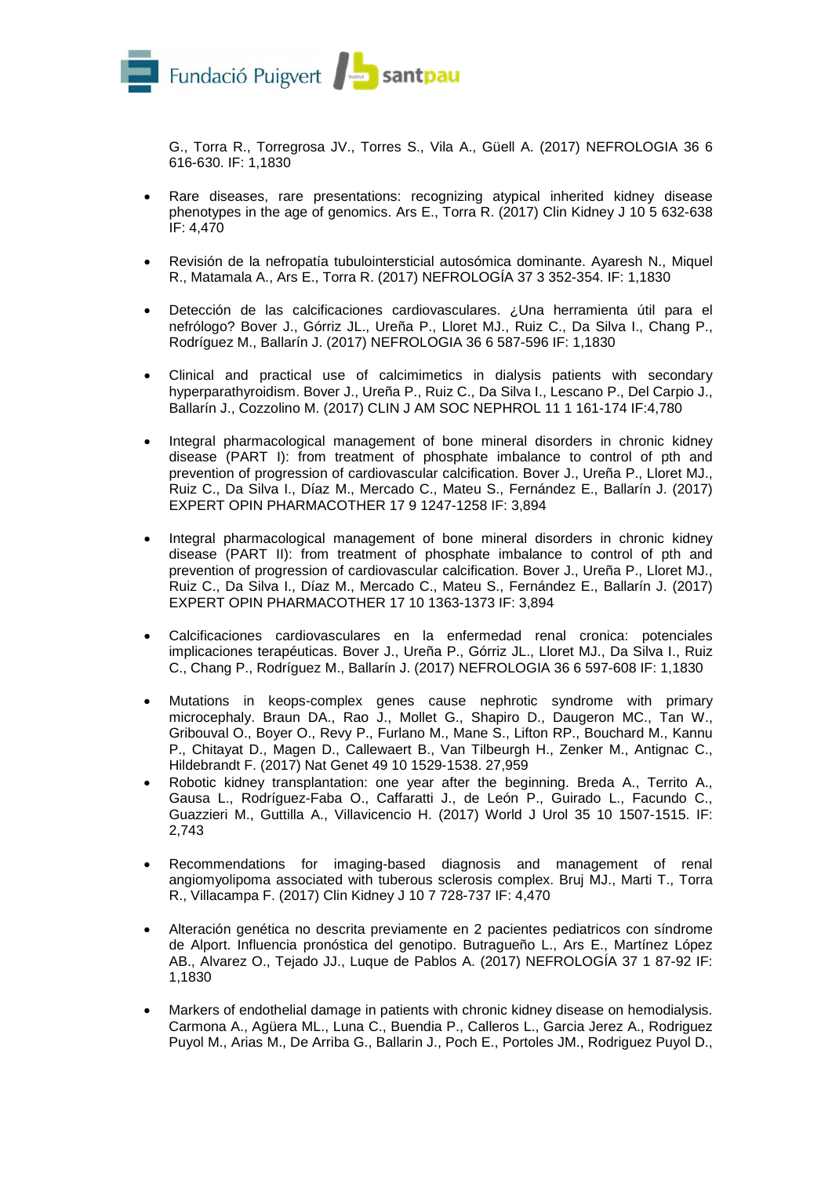G., Torra R., Torregrosa JV., Torres S., Vila A., Güell A. (2017) NEFROLOGIA 36 6 616-630. IF: 1,1830

- Rare diseases, rare presentations: recognizing atypical inherited kidney disease phenotypes in the age of genomics. Ars E., Torra R. (2017) Clin Kidney J 10 5 632-638 IF: 4,470

- Revisión de la nefropatía tubulointersticial autosómica dominante. Ayaresh N., Miquel R., Matamala A., Ars E., Torra R. (2017) NEFROLOGÍA 37 3 352-354. IF: 1,1830

- Detección de las calcificaciones cardiovasculares. ¿Una herramienta útil para el nefrólogo? Bover J., Górriz JL., Ureña P., Lloret MJ., Ruiz C., Da Silva I., Chang P., Rodríguez M., Ballarín J. (2017) NEFROLOGIA 36 6 587-596 IF: 1,1830

- Clinical and practical use of calcimimetics in dialysis patients with secondary hyperparathyroidism. Bover J., Ureña P., Ruiz C., Da Silva I., Lescano P., Del Carpio J., Ballarín J., Cozzolino M. (2017) CLIN J AM SOC NEPHROL 11 1 161-174 IF:4,780

- Integral pharmacological management of bone mineral disorders in chronic kidney disease (PART I): from treatment of phosphate imbalance to control of pth and prevention of progression of cardiovascular calcification. Bover J., Ureña P., Lloret MJ., Ruiz C., Da Silva I., Díaz M., Mercado C., Mateu S., Fernández E., Ballarín J. (2017) EXPERT OPIN PHARMACOTHER 17 9 1247-1258 IF: 3,894

- Integral pharmacological management of bone mineral disorders in chronic kidney disease (PART II): from treatment of phosphate imbalance to control of pth and prevention of progression of cardiovascular calcification. Bover J., Ureña P., Lloret MJ., Ruiz C., Da Silva I., Díaz M., Mercado C., Mateu S., Fernández E., Ballarín J. (2017) EXPERT OPIN PHARMACOTHER 17 10 1363-1373 IF: 3,894

- Calcificaciones cardiovasculares en la enfermedad renal cronica: potenciales implicaciones terapéuticas. Bover J., Ureña P., Górriz JL., Lloret MJ., Da Silva I., Ruiz C., Chang P., Rodríguez M., Ballarín J. (2017) NEFROLOGIA 36 6 597-608 IF: 1,1830

- Mutations in keops-complex genes cause nephrotic syndrome with primary microcephaly. Braun DA., Rao J., Mollet G., Shapiro D., Daugeron MC., Tan W., Gribouval O., Boyer O., Revy P., Furlano M., Mane S., Lifton RP., Bouchard M., Kannu P., Chitayat D., Magen D., Callewaert B., Van Tilbeurgh H., Zenker M., Antignac C., Hildebrandt F. (2017) Nat Genet 49 10 1529-1538. 27,959
- Robotic kidney transplantation: one year after the beginning. Breda A., Territo A., Gausa L., Rodríguez-Faba O., Caffaratti J., de León P., Guirado L., Facundo C., Guazzieri M., Guttilla A., Villavicencio H. (2017) World J Urol 35 10 1507-1515. IF: 2,743

- Recommendations for imaging-based diagnosis and management of renal angiomyolipoma associated with tuberous sclerosis complex. Bruj MJ., Marti T., Torra R., Villacampa F. (2017) Clin Kidney J 10 7 728-737 IF: 4,470

- Alteración genética no descrita previamente en 2 pacientes pediatricos con síndrome de Alport. Influencia pronóstica del genotipo. Butragueño L., Ars E., Martínez López AB., Alvarez O., Tejado JJ., Luque de Pablos A. (2017) NEFROLOGÍA 37 1 87-92 IF: 1,1830

- Markers of endothelial damage in patients with chronic kidney disease on hemodialysis. Carmona A., Agüera ML., Luna C., Buendia P., Calleros L., Garcia Jerez A., Rodriguez Puyol M., Arias M., De Arriba G., Ballarin J., Poch E., Portoles JM., Rodriguez Puyol D.,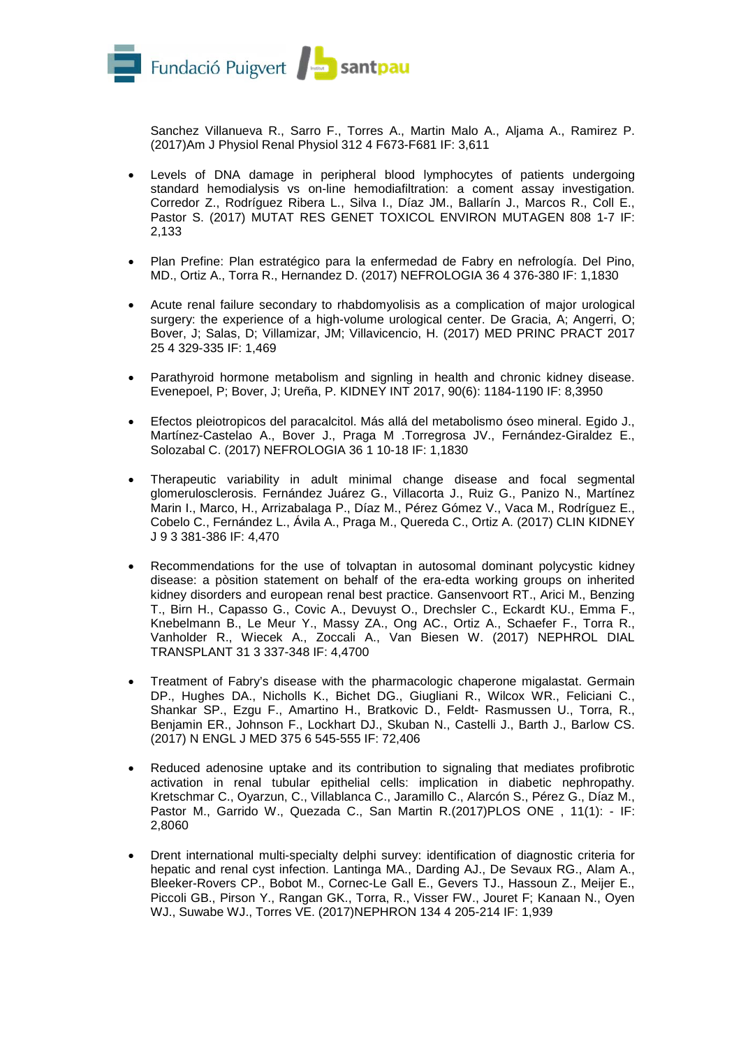Sanchez Villanueva R., Sarro F., Torres A., Martin Malo A., Aljama A., Ramirez P. (2017)Am J Physiol Renal Physiol 312 4 F673-F681 IF: 3,611

- Levels of DNA damage in peripheral blood lymphocytes of patients undergoing standard hemodialysis vs on-line hemodiafiltration: a coment assay investigation. Corredor Z., Rodríguez Ribera L., Silva I., Díaz JM., Ballarín J., Marcos R., Coll E., Pastor S. (2017) MUTAT RES GENET TOXICOL ENVIRON MUTAGEN 808 1-7 IF: 2,133

- Plan Prefine: Plan estratégico para la enfermedad de Fabry en nefrología. Del Pino, MD., Ortiz A., Torra R., Hernandez D. (2017) NEFROLOGIA 36 4 376-380 IF: 1,1830

- Acute renal failure secondary to rhabdomyolisis as a complication of major urological surgery: the experience of a high-volume urological center. De Gracia, A; Angerri, O; Bover, J; Salas, D; Villamizar, JM; Villavicencio, H. (2017) MED PRINC PRACT 2017 25 4 329-335 IF: 1,469

- Parathyroid hormone metabolism and signling in health and chronic kidney disease. Evenepoel, P; Bover, J; Ureña, P. KIDNEY INT 2017, 90(6): 1184-1190 IF: 8,3950

- Efectos pleiotropicos del paracalcitol. Más allá del metabolismo óseo mineral. Egido J., Martínez-Castelao A., Bover J., Praga M .Torregrosa JV., Fernández-Giraldez E., Solozabal C. (2017) NEFROLOGIA 36 1 10-18 IF: 1,1830

- Therapeutic variability in adult minimal change disease and focal segmental glomerulosclerosis. Fernández Juárez G., Villacorta J., Ruiz G., Panizo N., Martínez Marin I., Marco, H., Arrizabalaga P., Díaz M., Pérez Gómez V., Vaca M., Rodríguez E., Cobelo C., Fernández L., Ávila A., Praga M., Quereda C., Ortiz A. (2017) CLIN KIDNEY J 9 3 381-386 IF: 4,470

- Recommendations for the use of tolvaptan in autosomal dominant polycystic kidney disease: a pòsition statement on behalf of the era-edta working groups on inherited kidney disorders and european renal best practice. Gansenvoort RT., Arici M., Benzing T., Birn H., Capasso G., Covic A., Devuyst O., Drechsler C., Eckardt KU., Emma F., Knebelmann B., Le Meur Y., Massy ZA., Ong AC., Ortiz A., Schaefer F., Torra R., Vanholder R., Wiecek A., Zoccali A., Van Biesen W. (2017) NEPHROL DIAL TRANSPLANT 31 3 337-348 IF: 4,4700

- Treatment of Fabry's disease with the pharmacologic chaperone migalastat. Germain DP., Hughes DA., Nicholls K., Bichet DG., Giugliani R., Wilcox WR., Feliciani C., Shankar SP., Ezgu F., Amartino H., Bratkovic D., Feldt- Rasmussen U., Torra, R., Benjamin ER., Johnson F., Lockhart DJ., Skuban N., Castelli J., Barth J., Barlow CS. (2017) N ENGL J MED 375 6 545-555 IF: 72,406

- Reduced adenosine uptake and its contribution to signaling that mediates profibrotic activation in renal tubular epithelial cells: implication in diabetic nephropathy. Kretschmar C., Oyarzun, C., Villablanca C., Jaramillo C., Alarcón S., Pérez G., Díaz M., Pastor M., Garrido W., Quezada C., San Martin R.(2017)PLOS ONE , 11(1): - IF: 2,8060

- Drent international multi-specialty delphi survey: identification of diagnostic criteria for hepatic and renal cyst infection. Lantinga MA., Darding AJ., De Sevaux RG., Alam A., Bleeker-Rovers CP., Bobot M., Cornec-Le Gall E., Gevers TJ., Hassoun Z., Meijer E., Piccoli GB., Pirson Y., Rangan GK., Torra, R., Visser FW., Jouret F; Kanaan N., Oyen WJ., Suwabe WJ., Torres VE. (2017)NEPHRON 134 4 205-214 IF: 1,939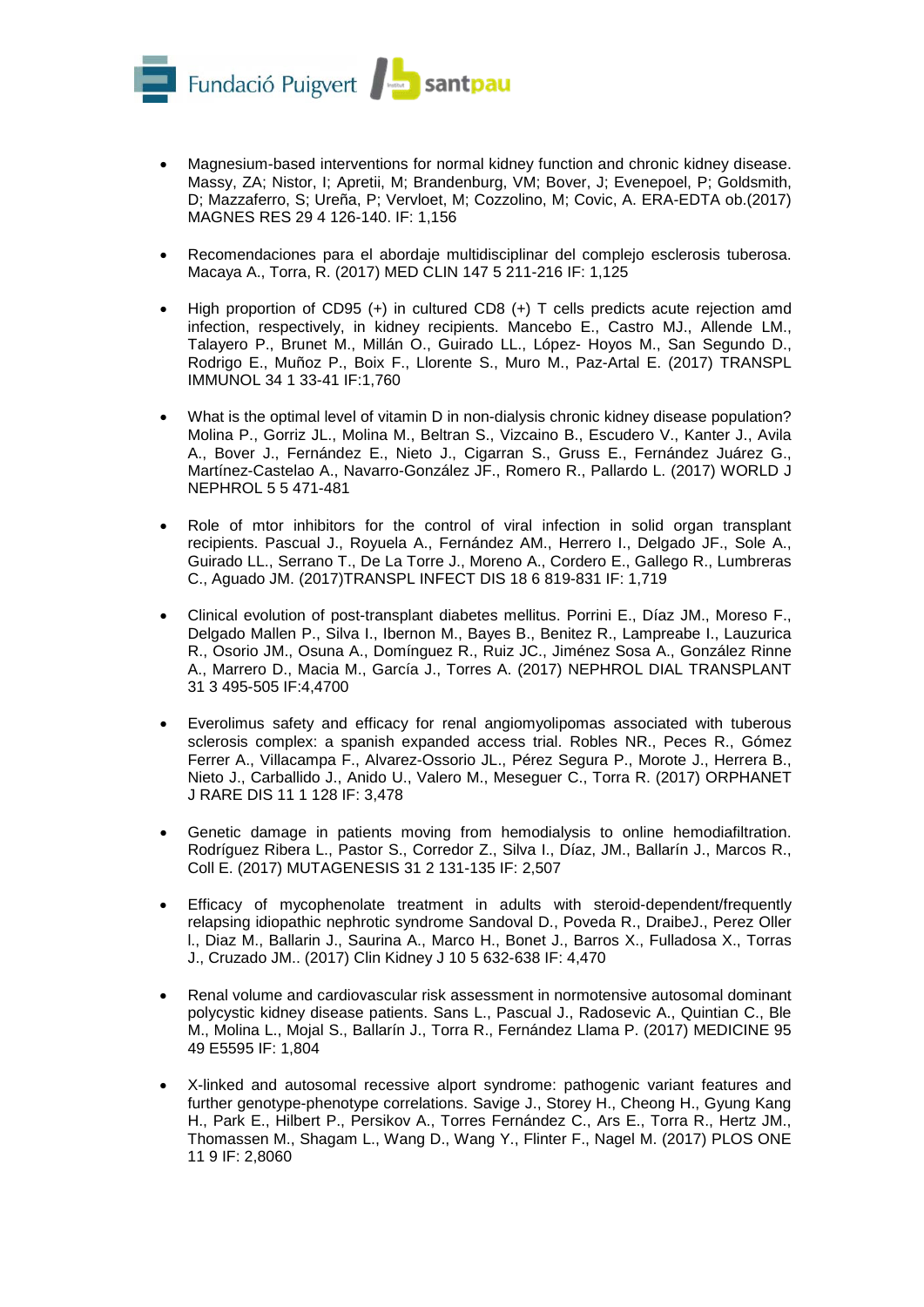- Magnesium-based interventions for normal kidney function and chronic kidney disease. Massy, ZA; Nistor, I; Apretii, M; Brandenburg, VM; Bover, J; Evenepoel, P; Goldsmith, D; Mazzaferro, S; Ureña, P; Vervloet, M; Cozzolino, M; Covic, A. ERA-EDTA ob.(2017) MAGNES RES 29 4 126-140. IF: 1,156

- Recomendaciones para el abordaje multidisciplinar del complejo esclerosis tuberosa. Macaya A., Torra, R. (2017) MED CLIN 147 5 211-216 IF: 1,125

- High proportion of CD95 (+) in cultured CD8 (+) T cells predicts acute rejection amd infection, respectively, in kidney recipients. Mancebo E., Castro MJ., Allende LM., Talayero P., Brunet M., Millán O., Guirado LL., López- Hoyos M., San Segundo D., Rodrigo E., Muñoz P., Boix F., Llorente S., Muro M., Paz-Artal E. (2017) TRANSPL IMMUNOL 34 1 33-41 IF:1,760

- What is the optimal level of vitamin D in non-dialysis chronic kidney disease population? Molina P., Gorriz JL., Molina M., Beltran S., Vizcaino B., Escudero V., Kanter J., Avila A., Bover J., Fernández E., Nieto J., Cigarran S., Gruss E., Fernández Juárez G., Martínez-Castelao A., Navarro-González JF., Romero R., Pallardo L. (2017) WORLD J NEPHROL 5 5 471-481

- Role of mtor inhibitors for the control of viral infection in solid organ transplant recipients. Pascual J., Royuela A., Fernández AM., Herrero I., Delgado JF., Sole A., Guirado LL., Serrano T., De La Torre J., Moreno A., Cordero E., Gallego R., Lumbreras C., Aguado JM. (2017)TRANSPL INFECT DIS 18 6 819-831 IF: 1,719

- Clinical evolution of post-transplant diabetes mellitus. Porrini E., Díaz JM., Moreso F., Delgado Mallen P., Silva I., Ibernon M., Bayes B., Benitez R., Lampreabe I., Lauzurica R., Osorio JM., Osuna A., Domínguez R., Ruiz JC., Jiménez Sosa A., González Rinne A., Marrero D., Macia M., García J., Torres A. (2017) NEPHROL DIAL TRANSPLANT 31 3 495-505 IF:4,4700

- Everolimus safety and efficacy for renal angiomyolipomas associated with tuberous sclerosis complex: a spanish expanded access trial. Robles NR., Peces R., Gómez Ferrer A., Villacampa F., Alvarez-Ossorio JL., Pérez Segura P., Morote J., Herrera B., Nieto J., Carballido J., Anido U., Valero M., Meseguer C., Torra R. (2017) ORPHANET J RARE DIS 11 1 128 IF: 3,478

- Genetic damage in patients moving from hemodialysis to online hemodiafiltration. Rodríguez Ribera L., Pastor S., Corredor Z., Silva I., Díaz, JM., Ballarín J., Marcos R., Coll E. (2017) MUTAGENESIS 31 2 131-135 IF: 2,507

- Efficacy of mycophenolate treatment in adults with steroid-dependent/frequently relapsing idiopathic nephrotic syndrome Sandoval D., Poveda R., DraibeJ., Perez Oller I., Diaz M., Ballarin J., Saurina A., Marco H., Bonet J., Barros X., Fulladosa X., Torras J., Cruzado JM.. (2017) Clin Kidney J 10 5 632-638 IF: 4,470

- Renal volume and cardiovascular risk assessment in normotensive autosomal dominant polycystic kidney disease patients. Sans L., Pascual J., Radosevic A., Quintian C., Ble M., Molina L., Mojal S., Ballarín J., Torra R., Fernández Llama P. (2017) MEDICINE 95 49 E5595 IF: 1,804

- X-linked and autosomal recessive alport syndrome: pathogenic variant features and further genotype-phenotype correlations. Savige J., Storey H., Cheong H., Gyung Kang H., Park E., Hilbert P., Persikov A., Torres Fernández C., Ars E., Torra R., Hertz JM., Thomassen M., Shagam L., Wang D., Wang Y., Flinter F., Nagel M. (2017) PLOS ONE 11 9 IF: 2,8060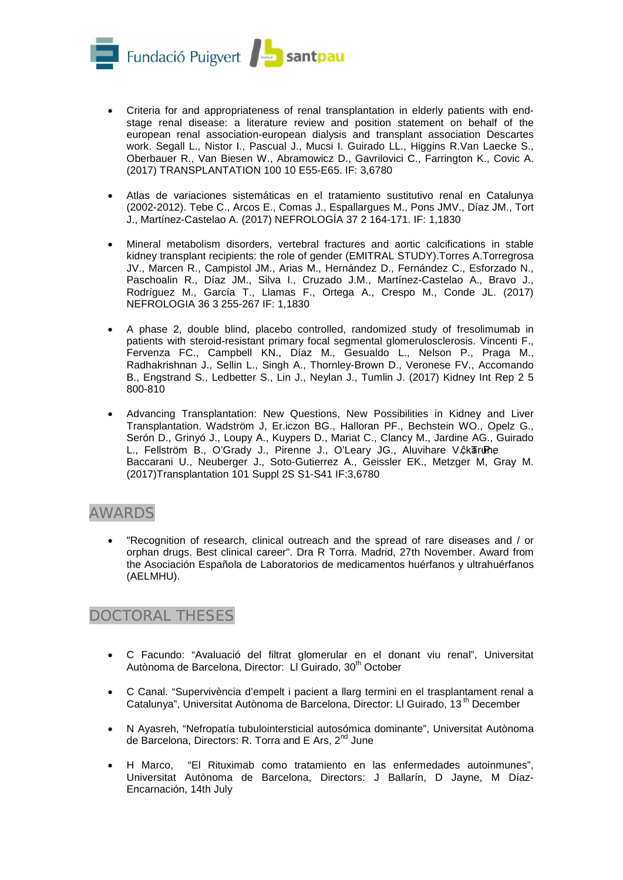- Criteria for and appropriateness of renal transplantation in elderly patients with end-stage renal disease: a literature review and position statement on behalf of the european renal association-european dialysis and transplant association Descartes work. Segall L., Nistor I., Pascual J., Mucsi I. Guirado LL., Higgins R.Van Laecke S., Oberbauer R., Van Biesen W., Abramowicz D., Gavrilovici C., Farrington K., Covic A. (2017) TRANSPLANTATION 100 10 E55-E65. IF: 3,6780

- Atlas de variaciones sistemáticas en el tratamiento sustitutivo renal en Catalunya (2002-2012). Tebe C., Arcos E., Comas J., Espallargues M., Pons JMV., Díaz JM., Tort J., Martínez-Castelao A. (2017) NEFROLOGÍA 37 2 164-171. IF: 1,1830

- Mineral metabolism disorders, vertebral fractures and aortic calcifications in stable kidney transplant recipients: the role of gender (EMITRAL STUDY).Torres A.Torregrosa JV., Marcen R., Campistol JM., Arias M., Hernández D., Fernández C., Esforzado N., Paschoalin R., Díaz JM., Silva I., Cruzado J.M., Martínez-Castelao A., Bravo J., Rodríguez M., García T., Llamas F., Ortega A., Crespo M., Conde JL. (2017) NEFROLOGIA 36 3 255-267 IF: 1,1830

- A phase 2, double blind, placebo controlled, randomized study of fresolimumab in patients with steroid-resistant primary focal segmental glomerulosclerosis. Vincenti F., Fervenza FC., Campbell KN., Díaz M., Gesualdo L., Nelson P., Praga M., Radhakrishnan J., Sellin L., Singh A., Thornley-Brown D., Veronese FV., Accomando B., Engstrand S., Ledbetter S., Lin J., Neylan J., Tumlin J. (2017) Kidney Int Rep 2 5 800-810

- Advancing Transplantation: New Questions, New Possibilities in Kidney and Liver Transplantation. Wadström J, Er.iczon BG., Halloran PF., Bechstein WO., Opelz G., Serón D., Grinyó J., Loupy A., Kuypers D., Mariat C., Clancy M., Jardine AG., Guirado L., Fellström B., O'Grady J., Pirenne J., O'Leary JG., Aluvihare V., Trunečka P., Baccarani U., Neuberger J., Soto-Gutierrez A., Geissler EK., Metzger M, Gray M. (2017)Transplantation 101 Suppl 2S S1-S41 IF:3,6780

## AWARDS

- "Recognition of research, clinical outreach and the spread of rare diseases and / or orphan drugs. Best clinical career". Dra R Torra. Madrid, 27th November. Award from the Asociación Española de Laboratorios de medicamentos huérfanos y ultrahuérfanos (AELMHU).

## DOCTORAL THESES

- C Facundo: "Avaluació del filtrat glomerular en el donant viu renal", Universitat Autònoma de Barcelona, Director: Ll Guirado, 30th October

- C Canal. "Supervivència d'empelt i pacient a llarg termini en el trasplantament renal a Catalunya", Universitat Autònoma de Barcelona, Director: Ll Guirado, 13th December

- N Ayasreh, "Nefropatía tubulointersticial autosómica dominante", Universitat Autònoma de Barcelona, Directors: R. Torra and E Ars, 2nd June

- H Marco, "El Rituximab como tratamiento en las enfermedades autoinmunes", Universitat Autònoma de Barcelona, Directors: J Ballarín, D Jayne, M Díaz-Encarnación, 14th July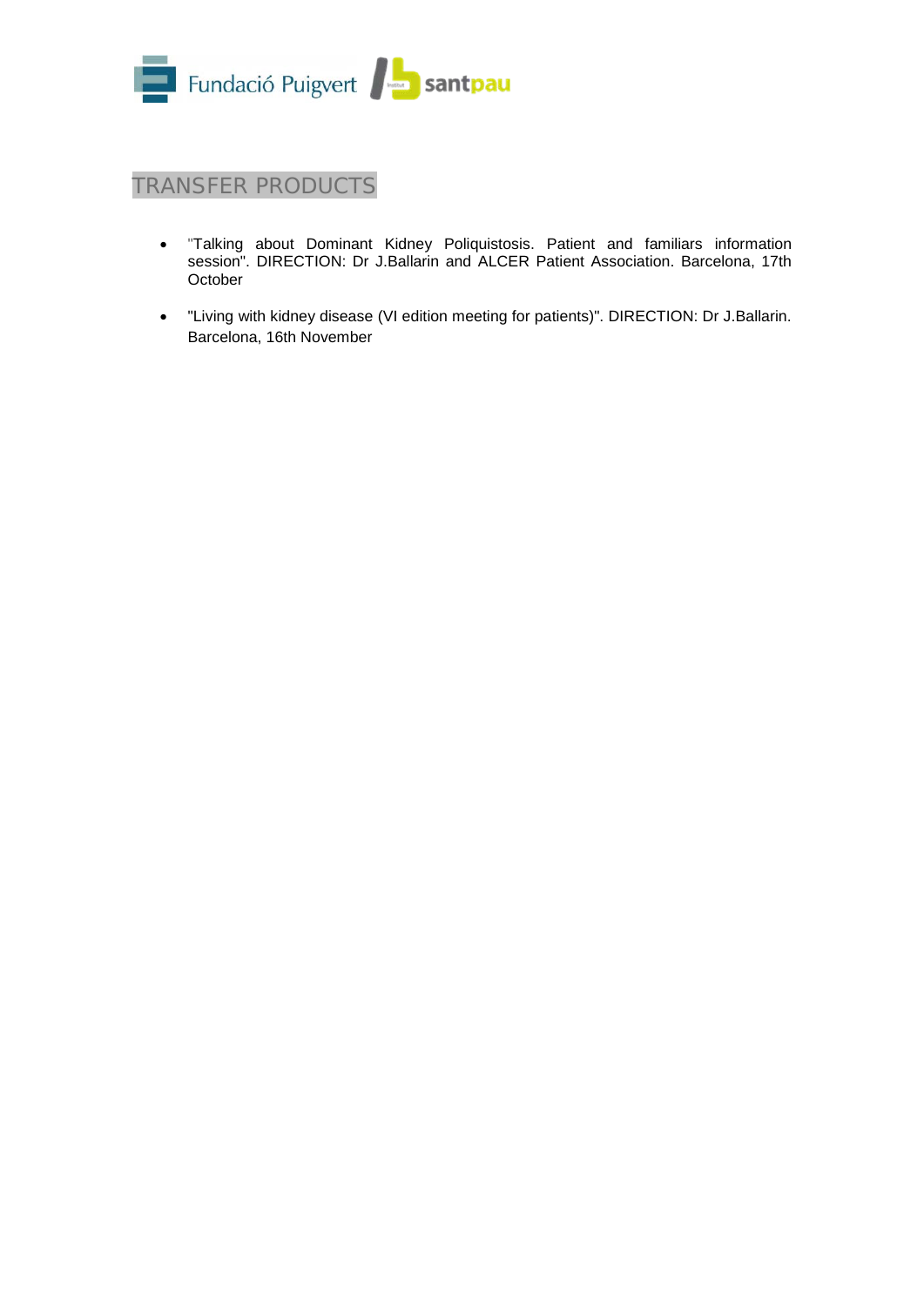## TRANSFER PRODUCTS

- "Talking about Dominant Kidney Poliquistosis. Patient and familiars information session". DIRECTION: Dr J.Ballarin and ALCER Patient Association. Barcelona, 17th October
- "Living with kidney disease (VI edition meeting for patients)". DIRECTION: Dr J.Ballarin. Barcelona, 16th November